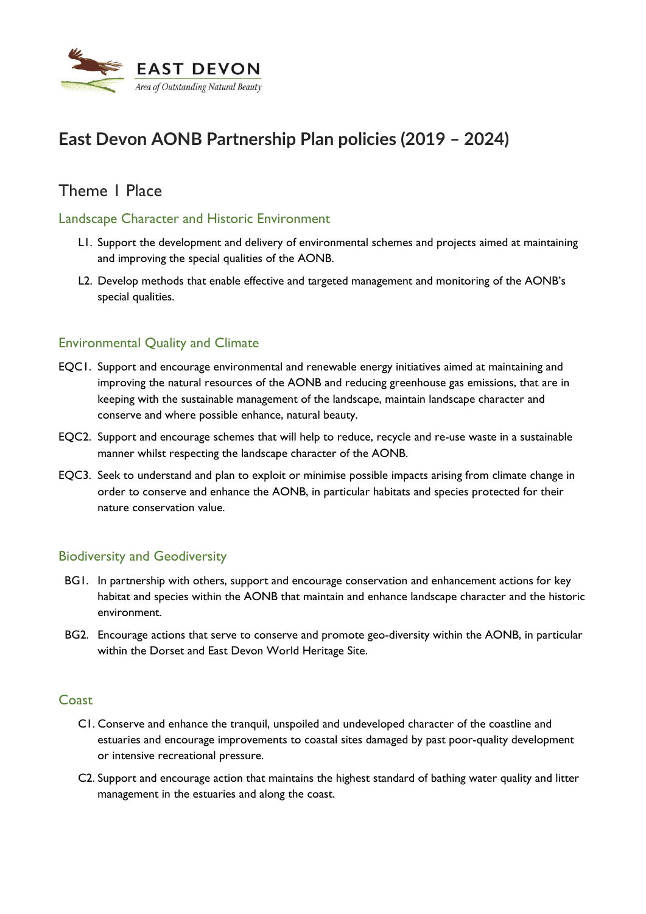EAST DEVON

*Area of Outstanding Natural Beauty*

# East Devon AONB Partnership Plan policies (2019 – 2024)

## Theme 1 Place

### Landscape Character and Historic Environment

L1. Support the development and delivery of environmental schemes and projects aimed at maintaining and improving the special qualities of the AONB.

L2. Develop methods that enable effective and targeted management and monitoring of the AONB's special qualities.

### Environmental Quality and Climate

EQC1. Support and encourage environmental and renewable energy initiatives aimed at maintaining and improving the natural resources of the AONB and reducing greenhouse gas emissions, that are in keeping with the sustainable management of the landscape, maintain landscape character and conserve and where possible enhance, natural beauty.

EQC2. Support and encourage schemes that will help to reduce, recycle and re-use waste in a sustainable manner whilst respecting the landscape character of the AONB.

EQC3. Seek to understand and plan to exploit or minimise possible impacts arising from climate change in order to conserve and enhance the AONB, in particular habitats and species protected for their nature conservation value.

### Biodiversity and Geodiversity

BG1. In partnership with others, support and encourage conservation and enhancement actions for key habitat and species within the AONB that maintain and enhance landscape character and the historic environment.

BG2. Encourage actions that serve to conserve and promote geo-diversity within the AONB, in particular within the Dorset and East Devon World Heritage Site.

### Coast

C1. Conserve and enhance the tranquil, unspoiled and undeveloped character of the coastline and estuaries and encourage improvements to coastal sites damaged by past poor-quality development or intensive recreational pressure.

C2. Support and encourage action that maintains the highest standard of bathing water quality and litter management in the estuaries and along the coast.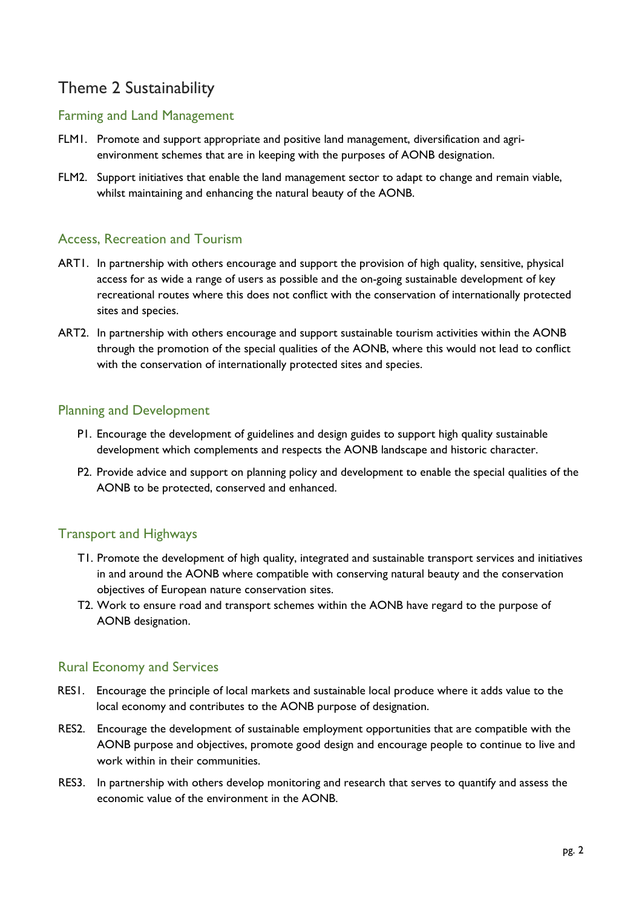# Theme 2 Sustainability

## Farming and Land Management

FLM1. Promote and support appropriate and positive land management, diversification and agri-environment schemes that are in keeping with the purposes of AONB designation.

FLM2. Support initiatives that enable the land management sector to adapt to change and remain viable, whilst maintaining and enhancing the natural beauty of the AONB.

## Access, Recreation and Tourism

ART1. In partnership with others encourage and support the provision of high quality, sensitive, physical access for as wide a range of users as possible and the on-going sustainable development of key recreational routes where this does not conflict with the conservation of internationally protected sites and species.

ART2. In partnership with others encourage and support sustainable tourism activities within the AONB through the promotion of the special qualities of the AONB, where this would not lead to conflict with the conservation of internationally protected sites and species.

## Planning and Development

P1. Encourage the development of guidelines and design guides to support high quality sustainable development which complements and respects the AONB landscape and historic character.

P2. Provide advice and support on planning policy and development to enable the special qualities of the AONB to be protected, conserved and enhanced.

## Transport and Highways

T1. Promote the development of high quality, integrated and sustainable transport services and initiatives in and around the AONB where compatible with conserving natural beauty and the conservation objectives of European nature conservation sites.

T2. Work to ensure road and transport schemes within the AONB have regard to the purpose of AONB designation.

## Rural Economy and Services

RES1. Encourage the principle of local markets and sustainable local produce where it adds value to the local economy and contributes to the AONB purpose of designation.

RES2. Encourage the development of sustainable employment opportunities that are compatible with the AONB purpose and objectives, promote good design and encourage people to continue to live and work within in their communities.

RES3. In partnership with others develop monitoring and research that serves to quantify and assess the economic value of the environment in the AONB.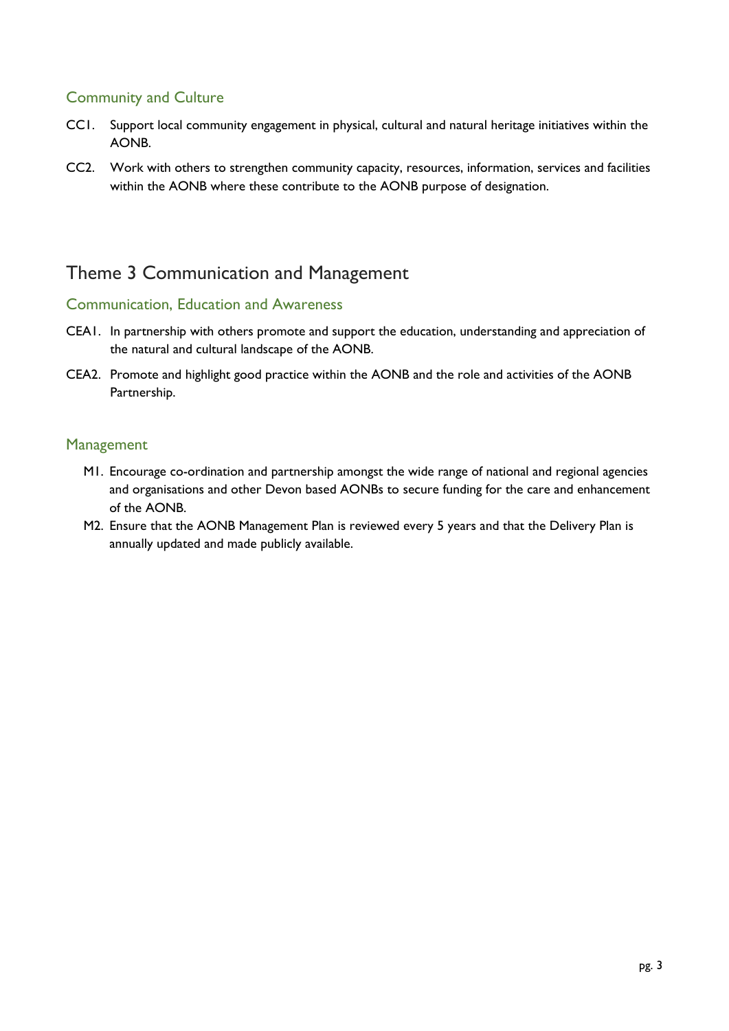### Community and Culture

CC1. Support local community engagement in physical, cultural and natural heritage initiatives within the AONB.

CC2. Work with others to strengthen community capacity, resources, information, services and facilities within the AONB where these contribute to the AONB purpose of designation.

## Theme 3 Communication and Management

### Communication, Education and Awareness

CEA1. In partnership with others promote and support the education, understanding and appreciation of the natural and cultural landscape of the AONB.

CEA2. Promote and highlight good practice within the AONB and the role and activities of the AONB Partnership.

### Management

M1. Encourage co-ordination and partnership amongst the wide range of national and regional agencies and organisations and other Devon based AONBs to secure funding for the care and enhancement of the AONB.

M2. Ensure that the AONB Management Plan is reviewed every 5 years and that the Delivery Plan is annually updated and made publicly available.